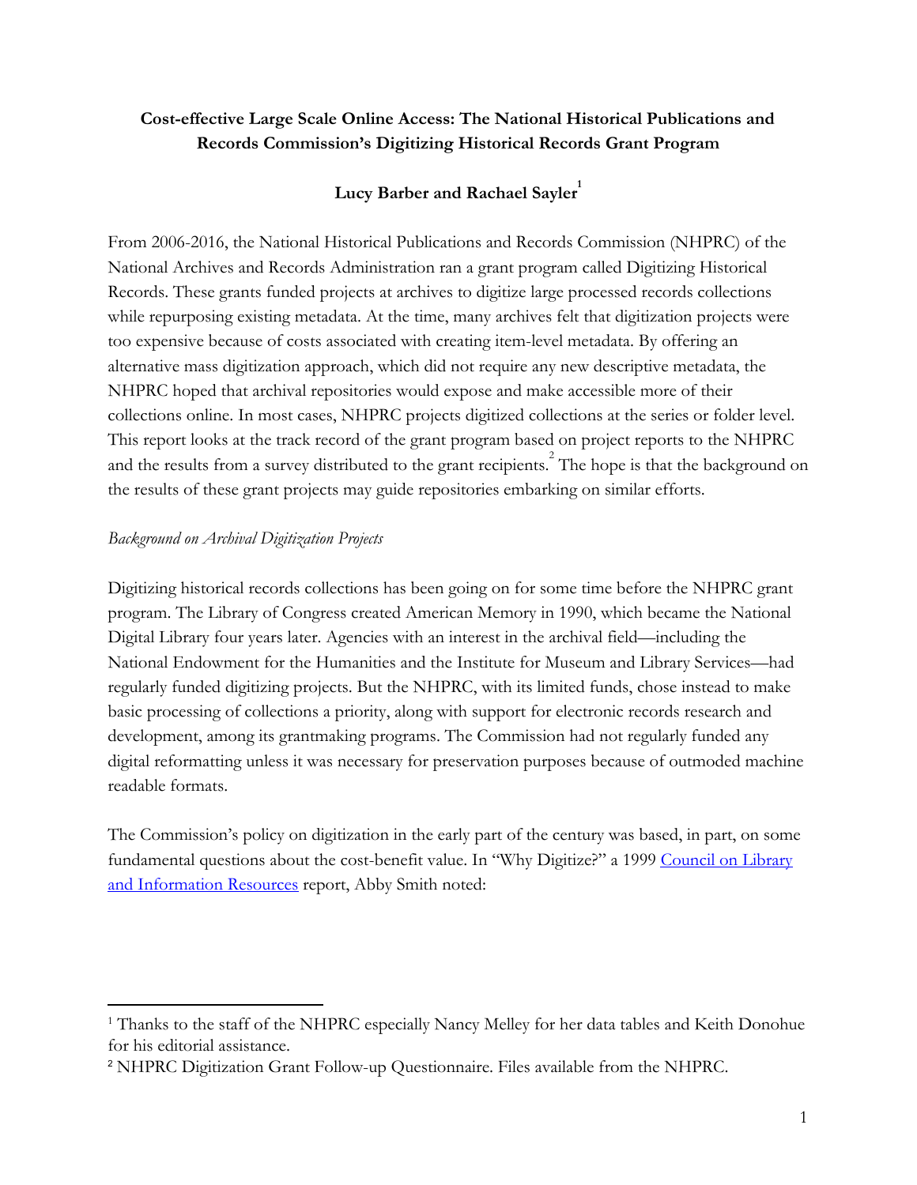# Cost-effective Large Scale Online Access: The National Historical Publications and Records Commission's Digitizing Historical Records Grant Program

**Lucy Barber and Rachael Sayler**[1]

From 2006-2016, the National Historical Publications and Records Commission (NHPRC) of the National Archives and Records Administration ran a grant program called Digitizing Historical Records. These grants funded projects at archives to digitize large processed records collections while repurposing existing metadata. At the time, many archives felt that digitization projects were too expensive because of costs associated with creating item-level metadata. By offering an alternative mass digitization approach, which did not require any new descriptive metadata, the NHPRC hoped that archival repositories would expose and make accessible more of their collections online. In most cases, NHPRC projects digitized collections at the series or folder level. This report looks at the track record of the grant program based on project reports to the NHPRC and the results from a survey distributed to the grant recipients.[2] The hope is that the background on the results of these grant projects may guide repositories embarking on similar efforts.

*Background on Archival Digitization Projects*

Digitizing historical records collections has been going on for some time before the NHPRC grant program. The Library of Congress created American Memory in 1990, which became the National Digital Library four years later. Agencies with an interest in the archival field—including the National Endowment for the Humanities and the Institute for Museum and Library Services—had regularly funded digitizing projects. But the NHPRC, with its limited funds, chose instead to make basic processing of collections a priority, along with support for electronic records research and development, among its grantmaking programs. The Commission had not regularly funded any digital reformatting unless it was necessary for preservation purposes because of outmoded machine readable formats.

The Commission's policy on digitization in the early part of the century was based, in part, on some fundamental questions about the cost-benefit value. In "Why Digitize?" a 1999 Council on Library and Information Resources report, Abby Smith noted:

---

[1] Thanks to the staff of the NHPRC especially Nancy Melley for her data tables and Keith Donohue for his editorial assistance.

[2] NHPRC Digitization Grant Follow-up Questionnaire. Files available from the NHPRC.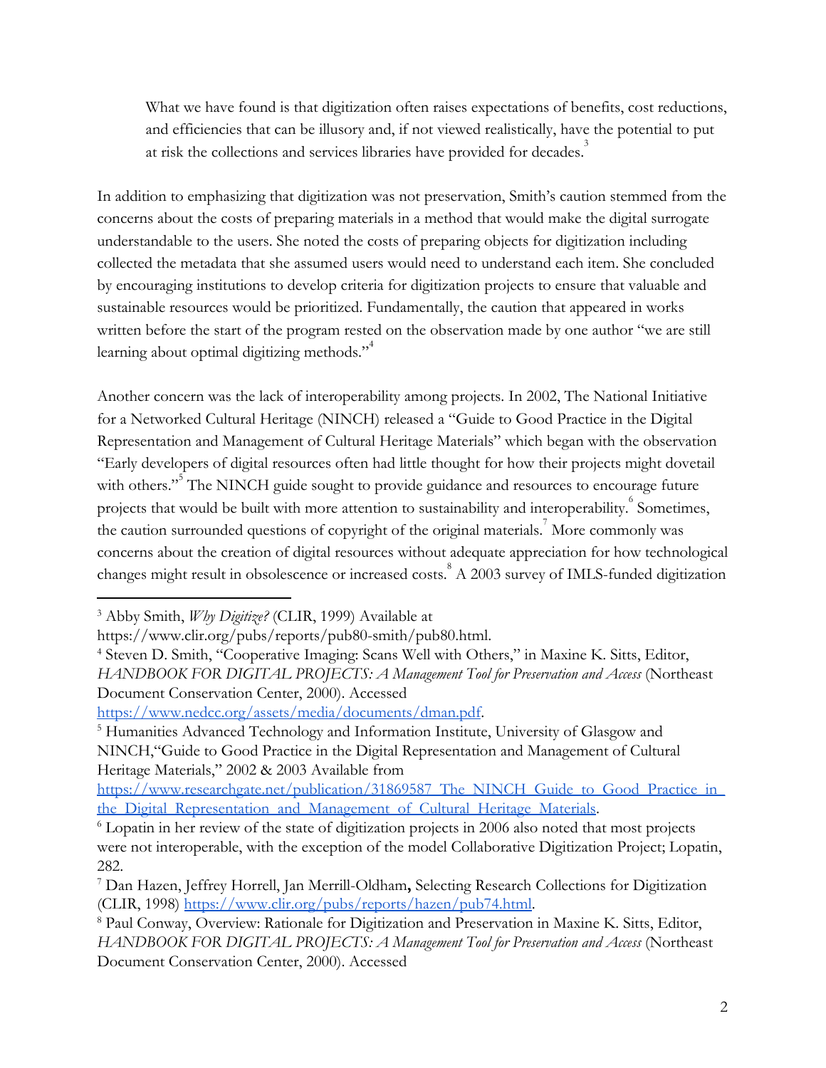> What we have found is that digitization often raises expectations of benefits, cost reductions, and efficiencies that can be illusory and, if not viewed realistically, have the potential to put at risk the collections and services libraries have provided for decades.[3]

In addition to emphasizing that digitization was not preservation, Smith's caution stemmed from the concerns about the costs of preparing materials in a method that would make the digital surrogate understandable to the users. She noted the costs of preparing objects for digitization including collected the metadata that she assumed users would need to understand each item. She concluded by encouraging institutions to develop criteria for digitization projects to ensure that valuable and sustainable resources would be prioritized. Fundamentally, the caution that appeared in works written before the start of the program rested on the observation made by one author "we are still learning about optimal digitizing methods."[4]

Another concern was the lack of interoperability among projects. In 2002, The National Initiative for a Networked Cultural Heritage (NINCH) released a "Guide to Good Practice in the Digital Representation and Management of Cultural Heritage Materials" which began with the observation "Early developers of digital resources often had little thought for how their projects might dovetail with others."[5] The NINCH guide sought to provide guidance and resources to encourage future projects that would be built with more attention to sustainability and interoperability.[6] Sometimes, the caution surrounded questions of copyright of the original materials.[7] More commonly was concerns about the creation of digital resources without adequate appreciation for how technological changes might result in obsolescence or increased costs.[8] A 2003 survey of IMLS-funded digitization

---

[3] Abby Smith, *Why Digitize?* (CLIR, 1999) Available at https://www.clir.org/pubs/reports/pub80-smith/pub80.html.

[4] Steven D. Smith, "Cooperative Imaging: Scans Well with Others," in Maxine K. Sitts, Editor, *HANDBOOK FOR DIGITAL PROJECTS: A Management Tool for Preservation and Access* (Northeast Document Conservation Center, 2000). Accessed https://www.nedcc.org/assets/media/documents/dman.pdf.

[5] Humanities Advanced Technology and Information Institute, University of Glasgow and NINCH,"Guide to Good Practice in the Digital Representation and Management of Cultural Heritage Materials," 2002 & 2003 Available from https://www.researchgate.net/publication/31869587_The_NINCH_Guide_to_Good_Practice_in_the_Digital_Representation_and_Management_of_Cultural_Heritage_Materials.

[6] Lopatin in her review of the state of digitization projects in 2006 also noted that most projects were not interoperable, with the exception of the model Collaborative Digitization Project; Lopatin, 282.

[7] Dan Hazen, Jeffrey Horrell, Jan Merrill-Oldham**,** Selecting Research Collections for Digitization (CLIR, 1998) https://www.clir.org/pubs/reports/hazen/pub74.html.

[8] Paul Conway, Overview: Rationale for Digitization and Preservation in Maxine K. Sitts, Editor, *HANDBOOK FOR DIGITAL PROJECTS: A Management Tool for Preservation and Access* (Northeast Document Conservation Center, 2000). Accessed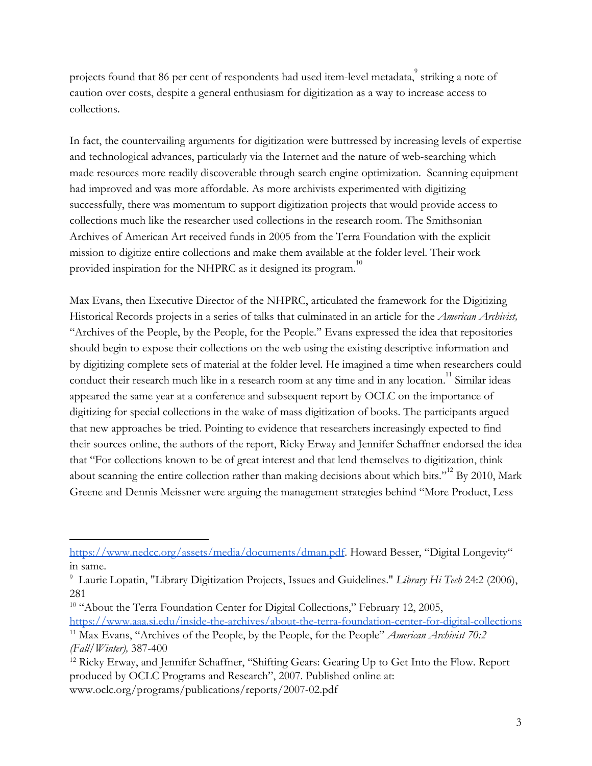projects found that 86 per cent of respondents had used item-level metadata,[9] striking a note of caution over costs, despite a general enthusiasm for digitization as a way to increase access to collections.

In fact, the countervailing arguments for digitization were buttressed by increasing levels of expertise and technological advances, particularly via the Internet and the nature of web-searching which made resources more readily discoverable through search engine optimization. Scanning equipment had improved and was more affordable. As more archivists experimented with digitizing successfully, there was momentum to support digitization projects that would provide access to collections much like the researcher used collections in the research room. The Smithsonian Archives of American Art received funds in 2005 from the Terra Foundation with the explicit mission to digitize entire collections and make them available at the folder level. Their work provided inspiration for the NHPRC as it designed its program.[10]

Max Evans, then Executive Director of the NHPRC, articulated the framework for the Digitizing Historical Records projects in a series of talks that culminated in an article for the *American Archivist,* "Archives of the People, by the People, for the People." Evans expressed the idea that repositories should begin to expose their collections on the web using the existing descriptive information and by digitizing complete sets of material at the folder level. He imagined a time when researchers could conduct their research much like in a research room at any time and in any location.[11] Similar ideas appeared the same year at a conference and subsequent report by OCLC on the importance of digitizing for special collections in the wake of mass digitization of books. The participants argued that new approaches be tried. Pointing to evidence that researchers increasingly expected to find their sources online, the authors of the report, Ricky Erway and Jennifer Schaffner endorsed the idea that "For collections known to be of great interest and that lend themselves to digitization, think about scanning the entire collection rather than making decisions about which bits."[12] By 2010, Mark Greene and Dennis Meissner were arguing the management strategies behind "More Product, Less

---

https://www.nedcc.org/assets/media/documents/dman.pdf. Howard Besser, "Digital Longevity" in same.

[9] Laurie Lopatin, "Library Digitization Projects, Issues and Guidelines." *Library Hi Tech* 24:2 (2006), 281

[10] "About the Terra Foundation Center for Digital Collections," February 12, 2005, https://www.aaa.si.edu/inside-the-archives/about-the-terra-foundation-center-for-digital-collections

[11] Max Evans, "Archives of the People, by the People, for the People" *American Archivist 70:2 (Fall/Winter),* 387-400

[12] Ricky Erway, and Jennifer Schaffner, "Shifting Gears: Gearing Up to Get Into the Flow. Report produced by OCLC Programs and Research", 2007. Published online at: www.oclc.org/programs/publications/reports/2007-02.pdf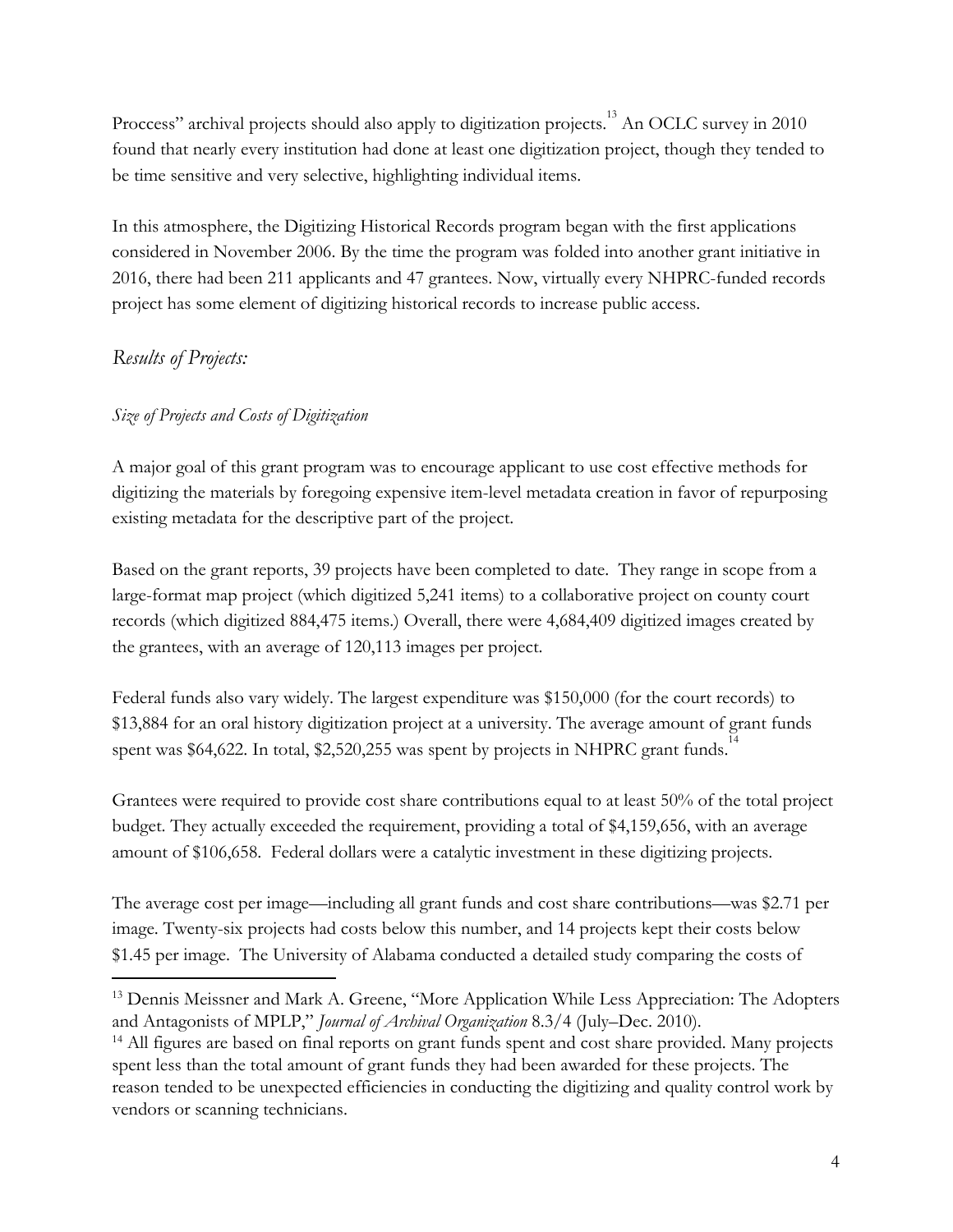Proccess" archival projects should also apply to digitization projects.[13] An OCLC survey in 2010 found that nearly every institution had done at least one digitization project, though they tended to be time sensitive and very selective, highlighting individual items.

In this atmosphere, the Digitizing Historical Records program began with the first applications considered in November 2006. By the time the program was folded into another grant initiative in 2016, there had been 211 applicants and 47 grantees. Now, virtually every NHPRC-funded records project has some element of digitizing historical records to increase public access.

## *Results of Projects:*

### *Size of Projects and Costs of Digitization*

A major goal of this grant program was to encourage applicant to use cost effective methods for digitizing the materials by foregoing expensive item-level metadata creation in favor of repurposing existing metadata for the descriptive part of the project.

Based on the grant reports, 39 projects have been completed to date. They range in scope from a large-format map project (which digitized 5,241 items) to a collaborative project on county court records (which digitized 884,475 items.) Overall, there were 4,684,409 digitized images created by the grantees, with an average of 120,113 images per project.

Federal funds also vary widely. The largest expenditure was $150,000 (for the court records) to $13,884 for an oral history digitization project at a university. The average amount of grant funds spent was $64,622. In total, $2,520,255 was spent by projects in NHPRC grant funds.[14]

Grantees were required to provide cost share contributions equal to at least 50% of the total project budget. They actually exceeded the requirement, providing a total of $4,159,656, with an average amount of $106,658. Federal dollars were a catalytic investment in these digitizing projects.

The average cost per image—including all grant funds and cost share contributions—was $2.71 per image. Twenty-six projects had costs below this number, and 14 projects kept their costs below $1.45 per image. The University of Alabama conducted a detailed study comparing the costs of

---

[13] Dennis Meissner and Mark A. Greene, "More Application While Less Appreciation: The Adopters and Antagonists of MPLP," *Journal of Archival Organization* 8.3/4 (July–Dec. 2010).

[14] All figures are based on final reports on grant funds spent and cost share provided. Many projects spent less than the total amount of grant funds they had been awarded for these projects. The reason tended to be unexpected efficiencies in conducting the digitizing and quality control work by vendors or scanning technicians.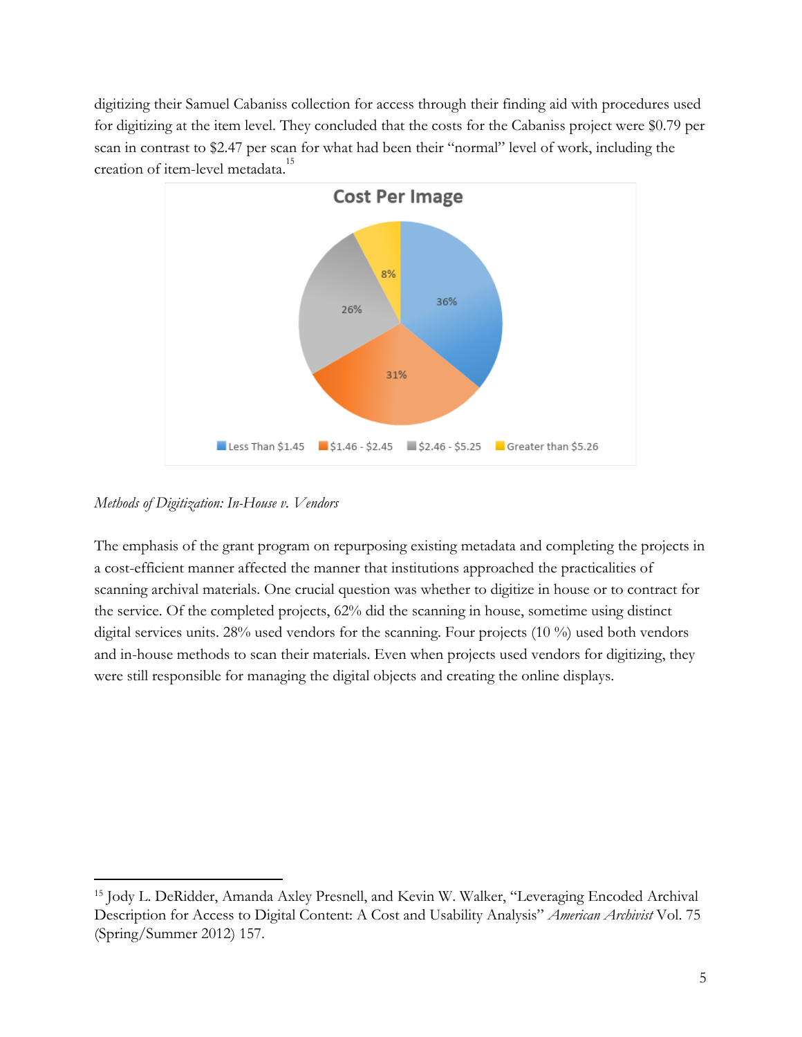digitizing their Samuel Cabaniss collection for access through their finding aid with procedures used for digitizing at the item level. They concluded that the costs for the Cabaniss project were $0.79 per scan in contrast to $2.47 per scan for what had been their "normal" level of work, including the creation of item-level metadata.[15]

**Cost Per Image**

| Cost Per Image | Percentage |
|---|---|
| Less Than $1.45 | 36% |
| $1.46 - $2.45 | 31% |
| $2.46 - $5.25 | 26% |
| Greater than $5.26 | 8% |

*Methods of Digitization: In-House v. Vendors*

The emphasis of the grant program on repurposing existing metadata and completing the projects in a cost-efficient manner affected the manner that institutions approached the practicalities of scanning archival materials. One crucial question was whether to digitize in house or to contract for the service. Of the completed projects, 62% did the scanning in house, sometime using distinct digital services units. 28% used vendors for the scanning. Four projects (10 %) used both vendors and in-house methods to scan their materials. Even when projects used vendors for digitizing, they were still responsible for managing the digital objects and creating the online displays.

---

[15] Jody L. DeRidder, Amanda Axley Presnell, and Kevin W. Walker, "Leveraging Encoded Archival Description for Access to Digital Content: A Cost and Usability Analysis" *American Archivist* Vol. 75 (Spring/Summer 2012) 157.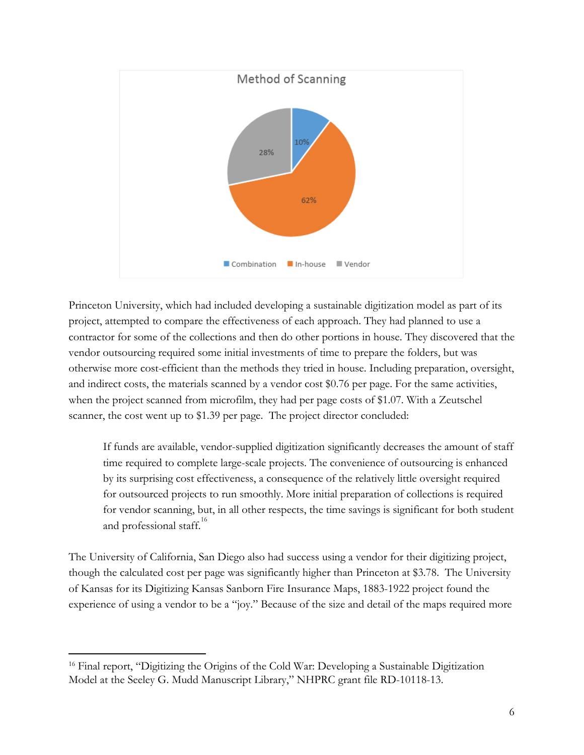Method of Scanning

- Combination: 10%
- In-house: 62%
- Vendor: 28%

Princeton University, which had included developing a sustainable digitization model as part of its project, attempted to compare the effectiveness of each approach. They had planned to use a contractor for some of the collections and then do other portions in house. They discovered that the vendor outsourcing required some initial investments of time to prepare the folders, but was otherwise more cost-efficient than the methods they tried in house. Including preparation, oversight, and indirect costs, the materials scanned by a vendor cost $0.76 per page. For the same activities, when the project scanned from microfilm, they had per page costs of $1.07. With a Zeutschel scanner, the cost went up to $1.39 per page. The project director concluded:

> If funds are available, vendor-supplied digitization significantly decreases the amount of staff time required to complete large-scale projects. The convenience of outsourcing is enhanced by its surprising cost effectiveness, a consequence of the relatively little oversight required for outsourced projects to run smoothly. More initial preparation of collections is required for vendor scanning, but, in all other respects, the time savings is significant for both student and professional staff.[16]

The University of California, San Diego also had success using a vendor for their digitizing project, though the calculated cost per page was significantly higher than Princeton at $3.78. The University of Kansas for its Digitizing Kansas Sanborn Fire Insurance Maps, 1883-1922 project found the experience of using a vendor to be a "joy." Because of the size and detail of the maps required more

---

[16] Final report, "Digitizing the Origins of the Cold War: Developing a Sustainable Digitization Model at the Seeley G. Mudd Manuscript Library," NHPRC grant file RD-10118-13.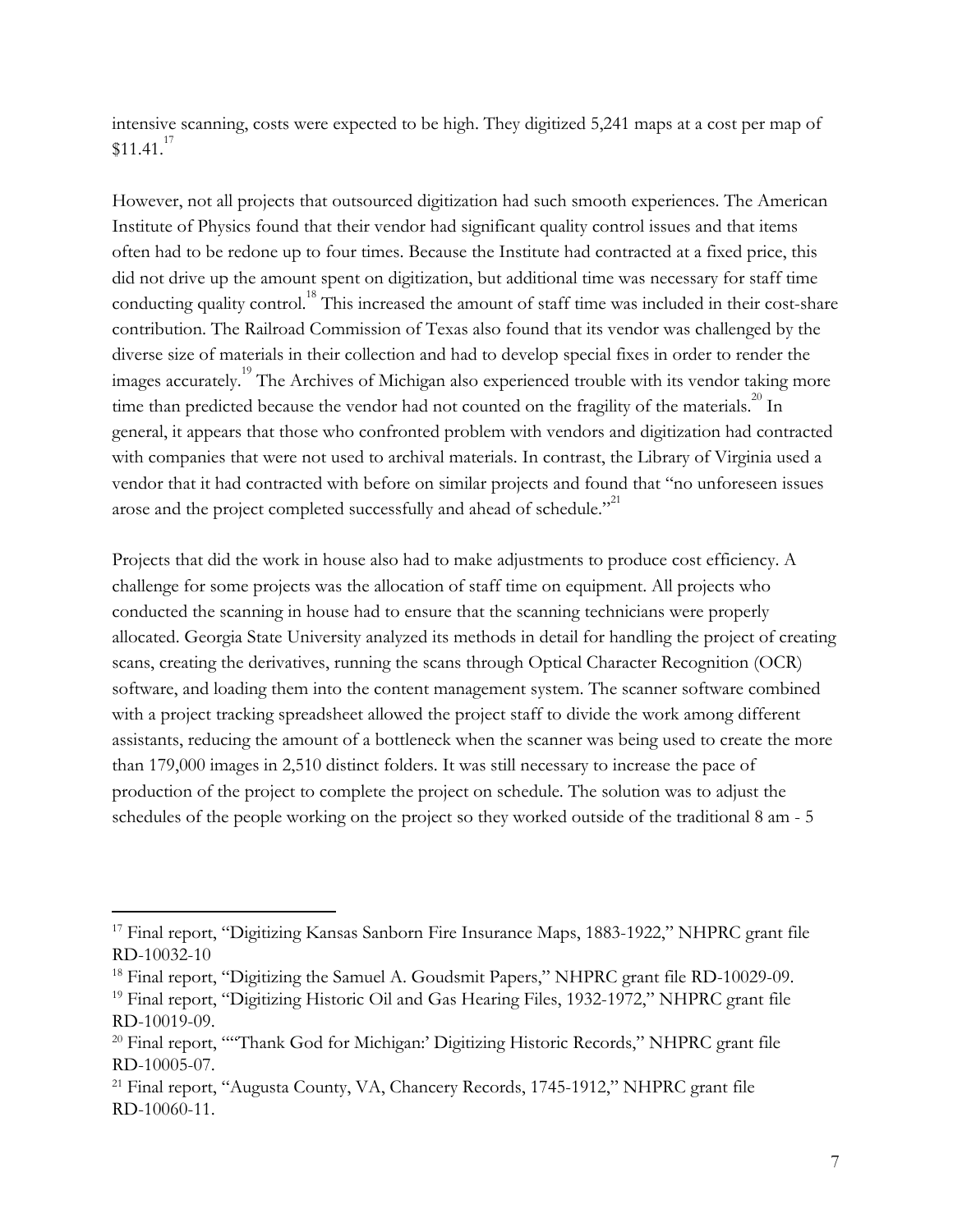intensive scanning, costs were expected to be high. They digitized 5,241 maps at a cost per map of $11.41.[17]

However, not all projects that outsourced digitization had such smooth experiences. The American Institute of Physics found that their vendor had significant quality control issues and that items often had to be redone up to four times. Because the Institute had contracted at a fixed price, this did not drive up the amount spent on digitization, but additional time was necessary for staff time conducting quality control.[18] This increased the amount of staff time was included in their cost-share contribution. The Railroad Commission of Texas also found that its vendor was challenged by the diverse size of materials in their collection and had to develop special fixes in order to render the images accurately.[19] The Archives of Michigan also experienced trouble with its vendor taking more time than predicted because the vendor had not counted on the fragility of the materials.[20] In general, it appears that those who confronted problem with vendors and digitization had contracted with companies that were not used to archival materials. In contrast, the Library of Virginia used a vendor that it had contracted with before on similar projects and found that "no unforeseen issues arose and the project completed successfully and ahead of schedule."[21]

Projects that did the work in house also had to make adjustments to produce cost efficiency. A challenge for some projects was the allocation of staff time on equipment. All projects who conducted the scanning in house had to ensure that the scanning technicians were properly allocated. Georgia State University analyzed its methods in detail for handling the project of creating scans, creating the derivatives, running the scans through Optical Character Recognition (OCR) software, and loading them into the content management system. The scanner software combined with a project tracking spreadsheet allowed the project staff to divide the work among different assistants, reducing the amount of a bottleneck when the scanner was being used to create the more than 179,000 images in 2,510 distinct folders. It was still necessary to increase the pace of production of the project to complete the project on schedule. The solution was to adjust the schedules of the people working on the project so they worked outside of the traditional 8 am - 5

---

[17] Final report, "Digitizing Kansas Sanborn Fire Insurance Maps, 1883-1922," NHPRC grant file RD-10032-10

[18] Final report, "Digitizing the Samuel A. Goudsmit Papers," NHPRC grant file RD-10029-09.

[19] Final report, "Digitizing Historic Oil and Gas Hearing Files, 1932-1972," NHPRC grant file RD-10019-09.

[20] Final report, ""Thank God for Michigan:' Digitizing Historic Records," NHPRC grant file RD-10005-07.

[21] Final report, "Augusta County, VA, Chancery Records, 1745-1912," NHPRC grant file RD-10060-11.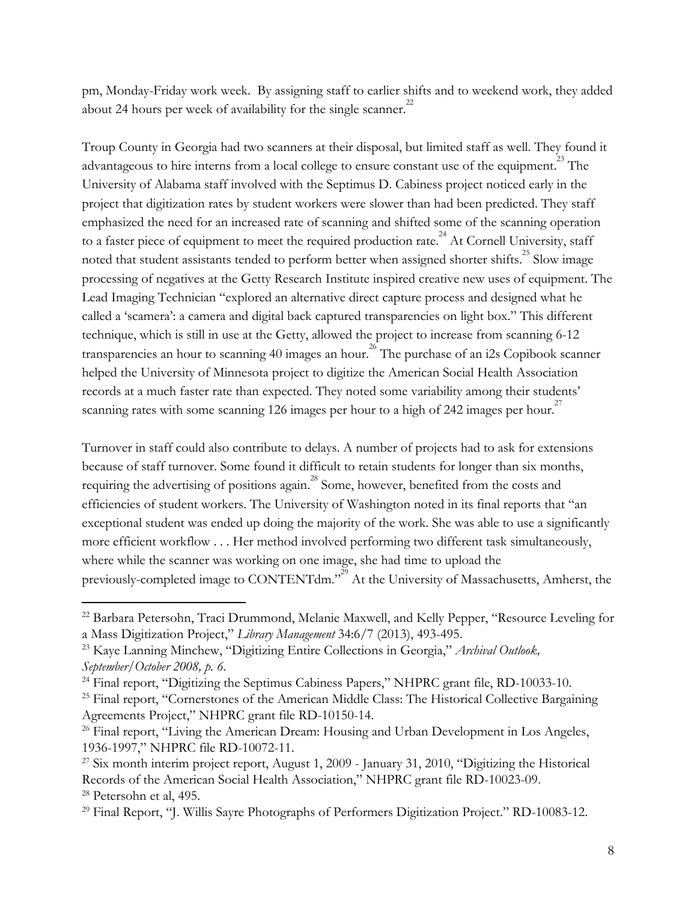pm, Monday-Friday work week. By assigning staff to earlier shifts and to weekend work, they added about 24 hours per week of availability for the single scanner.[22]

Troup County in Georgia had two scanners at their disposal, but limited staff as well. They found it advantageous to hire interns from a local college to ensure constant use of the equipment.[23] The University of Alabama staff involved with the Septimus D. Cabiness project noticed early in the project that digitization rates by student workers were slower than had been predicted. They staff emphasized the need for an increased rate of scanning and shifted some of the scanning operation to a faster piece of equipment to meet the required production rate.[24] At Cornell University, staff noted that student assistants tended to perform better when assigned shorter shifts.[25] Slow image processing of negatives at the Getty Research Institute inspired creative new uses of equipment. The Lead Imaging Technician "explored an alternative direct capture process and designed what he called a 'scamera': a camera and digital back captured transparencies on light box." This different technique, which is still in use at the Getty, allowed the project to increase from scanning 6-12 transparencies an hour to scanning 40 images an hour.[26] The purchase of an i2s Copibook scanner helped the University of Minnesota project to digitize the American Social Health Association records at a much faster rate than expected. They noted some variability among their students' scanning rates with some scanning 126 images per hour to a high of 242 images per hour.[27]

Turnover in staff could also contribute to delays. A number of projects had to ask for extensions because of staff turnover. Some found it difficult to retain students for longer than six months, requiring the advertising of positions again.[28] Some, however, benefited from the costs and efficiencies of student workers. The University of Washington noted in its final reports that "an exceptional student was ended up doing the majority of the work. She was able to use a significantly more efficient workflow . . . Her method involved performing two different task simultaneously, where while the scanner was working on one image, she had time to upload the previously-completed image to CONTENTdm."[29] At the University of Massachusetts, Amherst, the

---

[22] Barbara Petersohn, Traci Drummond, Melanie Maxwell, and Kelly Pepper, "Resource Leveling for a Mass Digitization Project," *Library Management* 34:6/7 (2013), 493-495.

[23] Kaye Lanning Minchew, "Digitizing Entire Collections in Georgia," *Archival Outlook, September/October 2008, p. 6.*

[24] Final report, "Digitizing the Septimus Cabiness Papers," NHPRC grant file, RD-10033-10.

[25] Final report, "Cornerstones of the American Middle Class: The Historical Collective Bargaining Agreements Project," NHPRC grant file RD-10150-14.

[26] Final report, "Living the American Dream: Housing and Urban Development in Los Angeles, 1936-1997," NHPRC file RD-10072-11.

[27] Six month interim project report, August 1, 2009 - January 31, 2010, "Digitizing the Historical Records of the American Social Health Association," NHPRC grant file RD-10023-09.

[28] Petersohn et al, 495.

[29] Final Report, "J. Willis Sayre Photographs of Performers Digitization Project." RD-10083-12.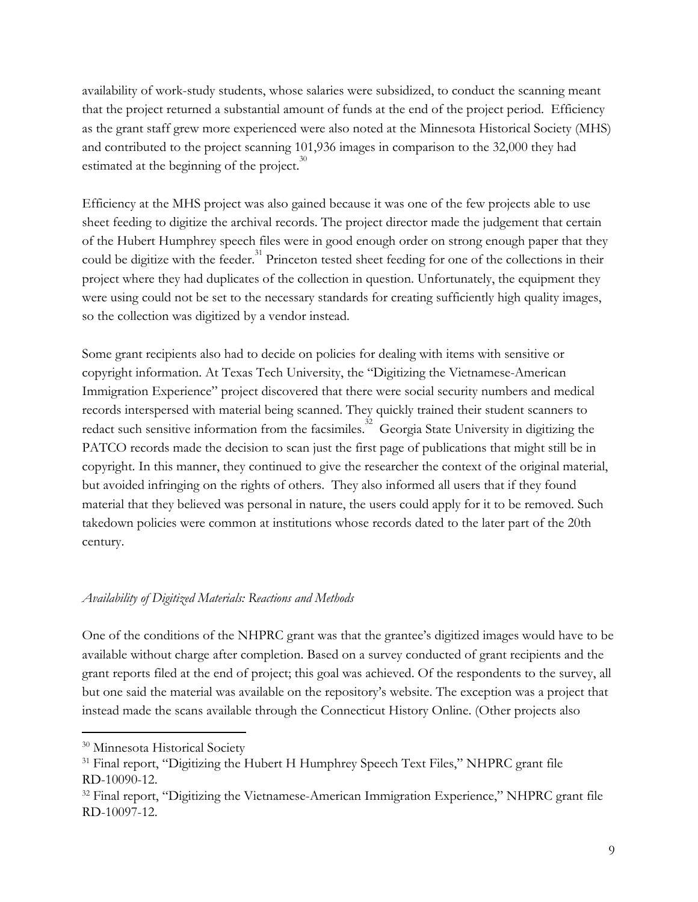availability of work-study students, whose salaries were subsidized, to conduct the scanning meant that the project returned a substantial amount of funds at the end of the project period. Efficiency as the grant staff grew more experienced were also noted at the Minnesota Historical Society (MHS) and contributed to the project scanning 101,936 images in comparison to the 32,000 they had estimated at the beginning of the project.[30]

Efficiency at the MHS project was also gained because it was one of the few projects able to use sheet feeding to digitize the archival records. The project director made the judgement that certain of the Hubert Humphrey speech files were in good enough order on strong enough paper that they could be digitize with the feeder.[31] Princeton tested sheet feeding for one of the collections in their project where they had duplicates of the collection in question. Unfortunately, the equipment they were using could not be set to the necessary standards for creating sufficiently high quality images, so the collection was digitized by a vendor instead.

Some grant recipients also had to decide on policies for dealing with items with sensitive or copyright information. At Texas Tech University, the "Digitizing the Vietnamese-American Immigration Experience" project discovered that there were social security numbers and medical records interspersed with material being scanned. They quickly trained their student scanners to redact such sensitive information from the facsimiles.[32] Georgia State University in digitizing the PATCO records made the decision to scan just the first page of publications that might still be in copyright. In this manner, they continued to give the researcher the context of the original material, but avoided infringing on the rights of others. They also informed all users that if they found material that they believed was personal in nature, the users could apply for it to be removed. Such takedown policies were common at institutions whose records dated to the later part of the 20th century.

*Availability of Digitized Materials: Reactions and Methods*

One of the conditions of the NHPRC grant was that the grantee's digitized images would have to be available without charge after completion. Based on a survey conducted of grant recipients and the grant reports filed at the end of project; this goal was achieved. Of the respondents to the survey, all but one said the material was available on the repository's website. The exception was a project that instead made the scans available through the Connecticut History Online. (Other projects also

---

[30] Minnesota Historical Society

[31] Final report, "Digitizing the Hubert H Humphrey Speech Text Files," NHPRC grant file RD-10090-12.

[32] Final report, "Digitizing the Vietnamese-American Immigration Experience," NHPRC grant file RD-10097-12.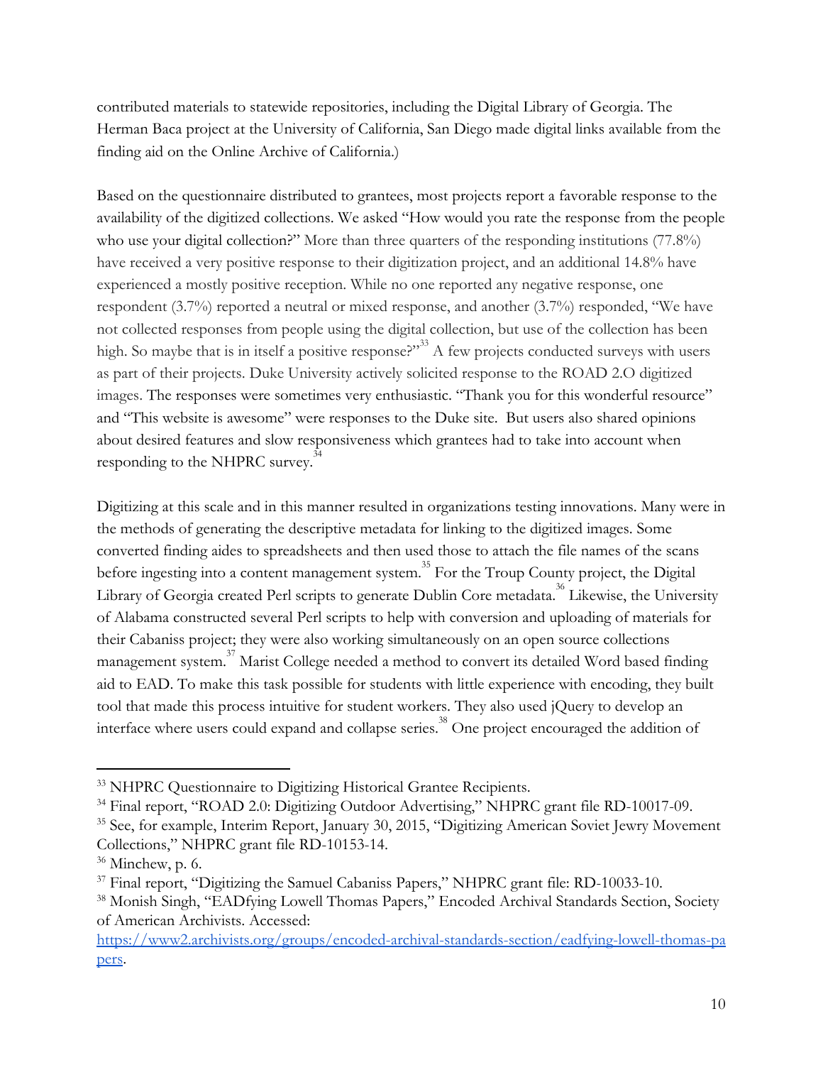contributed materials to statewide repositories, including the Digital Library of Georgia. The Herman Baca project at the University of California, San Diego made digital links available from the finding aid on the Online Archive of California.)

Based on the questionnaire distributed to grantees, most projects report a favorable response to the availability of the digitized collections. We asked "How would you rate the response from the people who use your digital collection?" More than three quarters of the responding institutions (77.8%) have received a very positive response to their digitization project, and an additional 14.8% have experienced a mostly positive reception. While no one reported any negative response, one respondent (3.7%) reported a neutral or mixed response, and another (3.7%) responded, "We have not collected responses from people using the digital collection, but use of the collection has been high. So maybe that is in itself a positive response?"[33] A few projects conducted surveys with users as part of their projects. Duke University actively solicited response to the ROAD 2.O digitized images. The responses were sometimes very enthusiastic. "Thank you for this wonderful resource" and "This website is awesome" were responses to the Duke site. But users also shared opinions about desired features and slow responsiveness which grantees had to take into account when responding to the NHPRC survey.[34]

Digitizing at this scale and in this manner resulted in organizations testing innovations. Many were in the methods of generating the descriptive metadata for linking to the digitized images. Some converted finding aides to spreadsheets and then used those to attach the file names of the scans before ingesting into a content management system.[35] For the Troup County project, the Digital Library of Georgia created Perl scripts to generate Dublin Core metadata.[36] Likewise, the University of Alabama constructed several Perl scripts to help with conversion and uploading of materials for their Cabaniss project; they were also working simultaneously on an open source collections management system.[37] Marist College needed a method to convert its detailed Word based finding aid to EAD. To make this task possible for students with little experience with encoding, they built tool that made this process intuitive for student workers. They also used jQuery to develop an interface where users could expand and collapse series.[38] One project encouraged the addition of

---

[33] NHPRC Questionnaire to Digitizing Historical Grantee Recipients.

[34] Final report, "ROAD 2.0: Digitizing Outdoor Advertising," NHPRC grant file RD-10017-09.

[35] See, for example, Interim Report, January 30, 2015, "Digitizing American Soviet Jewry Movement Collections," NHPRC grant file RD-10153-14.

[36] Minchew, p. 6.

[37] Final report, "Digitizing the Samuel Cabaniss Papers," NHPRC grant file: RD-10033-10.

[38] Monish Singh, "EADfying Lowell Thomas Papers," Encoded Archival Standards Section, Society of American Archivists. Accessed: [https://www2.archivists.org/groups/encoded-archival-standards-section/eadfying-lowell-thomas-papers](https://www2.archivists.org/groups/encoded-archival-standards-section/eadfying-lowell-thomas-papers).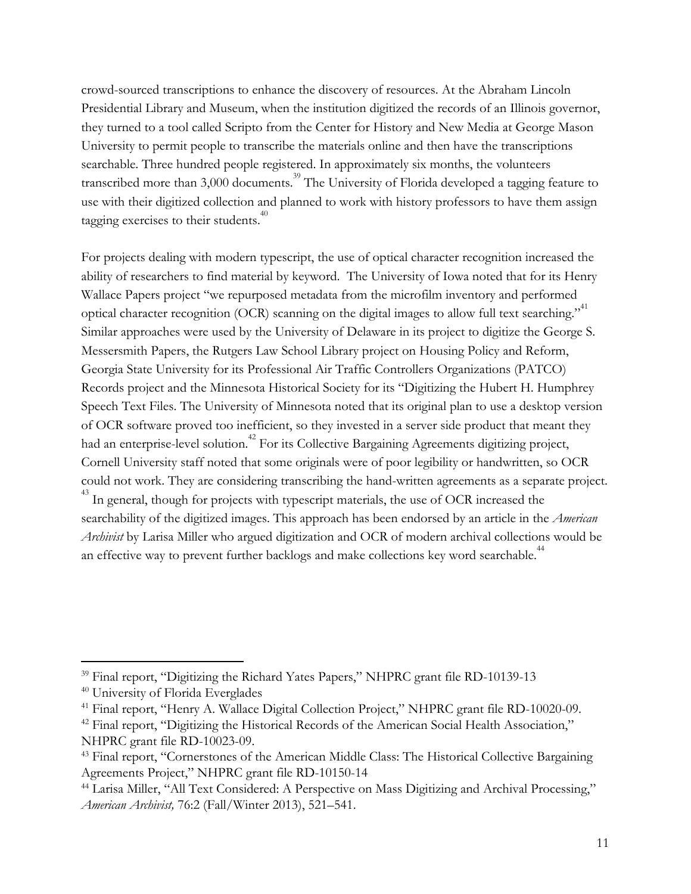crowd-sourced transcriptions to enhance the discovery of resources. At the Abraham Lincoln Presidential Library and Museum, when the institution digitized the records of an Illinois governor, they turned to a tool called Scripto from the Center for History and New Media at George Mason University to permit people to transcribe the materials online and then have the transcriptions searchable. Three hundred people registered. In approximately six months, the volunteers transcribed more than 3,000 documents.[39] The University of Florida developed a tagging feature to use with their digitized collection and planned to work with history professors to have them assign tagging exercises to their students.[40]

For projects dealing with modern typescript, the use of optical character recognition increased the ability of researchers to find material by keyword. The University of Iowa noted that for its Henry Wallace Papers project "we repurposed metadata from the microfilm inventory and performed optical character recognition (OCR) scanning on the digital images to allow full text searching."[41] Similar approaches were used by the University of Delaware in its project to digitize the George S. Messersmith Papers, the Rutgers Law School Library project on Housing Policy and Reform, Georgia State University for its Professional Air Traffic Controllers Organizations (PATCO) Records project and the Minnesota Historical Society for its "Digitizing the Hubert H. Humphrey Speech Text Files. The University of Minnesota noted that its original plan to use a desktop version of OCR software proved too inefficient, so they invested in a server side product that meant they had an enterprise-level solution.[42] For its Collective Bargaining Agreements digitizing project, Cornell University staff noted that some originals were of poor legibility or handwritten, so OCR could not work. They are considering transcribing the hand-written agreements as a separate project.[43] In general, though for projects with typescript materials, the use of OCR increased the searchability of the digitized images. This approach has been endorsed by an article in the *American Archivist* by Larisa Miller who argued digitization and OCR of modern archival collections would be an effective way to prevent further backlogs and make collections key word searchable.[44]

---

[39] Final report, "Digitizing the Richard Yates Papers," NHPRC grant file RD-10139-13

[40] University of Florida Everglades

[41] Final report, "Henry A. Wallace Digital Collection Project," NHPRC grant file RD-10020-09.

[42] Final report, "Digitizing the Historical Records of the American Social Health Association," NHPRC grant file RD-10023-09.

[43] Final report, "Cornerstones of the American Middle Class: The Historical Collective Bargaining Agreements Project," NHPRC grant file RD-10150-14

[44] Larisa Miller, "All Text Considered: A Perspective on Mass Digitizing and Archival Processing," *American Archivist,* 76:2 (Fall/Winter 2013), 521–541.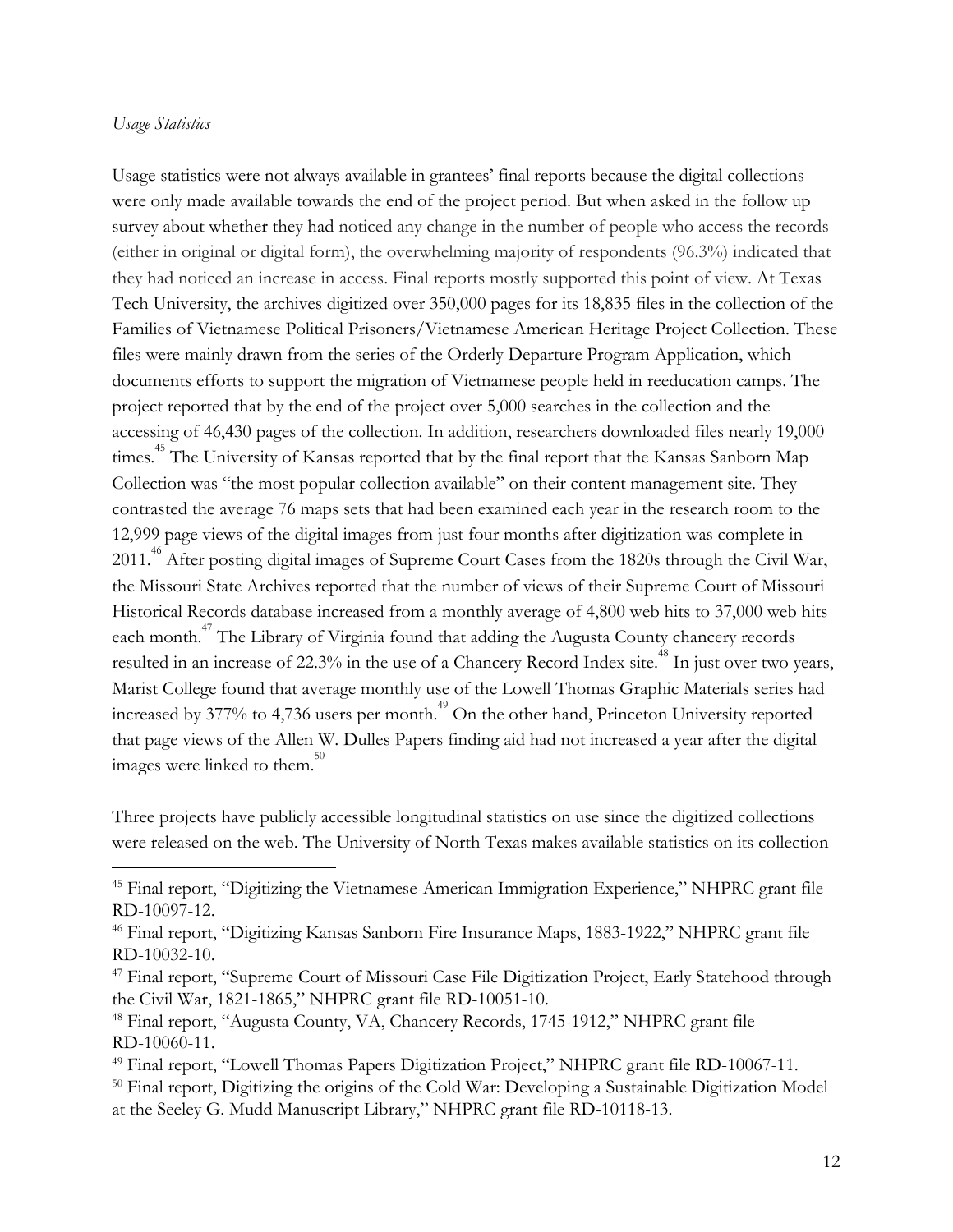*Usage Statistics*

Usage statistics were not always available in grantees' final reports because the digital collections were only made available towards the end of the project period. But when asked in the follow up survey about whether they had noticed any change in the number of people who access the records (either in original or digital form), the overwhelming majority of respondents (96.3%) indicated that they had noticed an increase in access. Final reports mostly supported this point of view. At Texas Tech University, the archives digitized over 350,000 pages for its 18,835 files in the collection of the Families of Vietnamese Political Prisoners/Vietnamese American Heritage Project Collection. These files were mainly drawn from the series of the Orderly Departure Program Application, which documents efforts to support the migration of Vietnamese people held in reeducation camps. The project reported that by the end of the project over 5,000 searches in the collection and the accessing of 46,430 pages of the collection. In addition, researchers downloaded files nearly 19,000 times.[45] The University of Kansas reported that by the final report that the Kansas Sanborn Map Collection was "the most popular collection available" on their content management site. They contrasted the average 76 maps sets that had been examined each year in the research room to the 12,999 page views of the digital images from just four months after digitization was complete in 2011.[46] After posting digital images of Supreme Court Cases from the 1820s through the Civil War, the Missouri State Archives reported that the number of views of their Supreme Court of Missouri Historical Records database increased from a monthly average of 4,800 web hits to 37,000 web hits each month.[47] The Library of Virginia found that adding the Augusta County chancery records resulted in an increase of 22.3% in the use of a Chancery Record Index site.[48] In just over two years, Marist College found that average monthly use of the Lowell Thomas Graphic Materials series had increased by 377% to 4,736 users per month.[49] On the other hand, Princeton University reported that page views of the Allen W. Dulles Papers finding aid had not increased a year after the digital images were linked to them.[50]

Three projects have publicly accessible longitudinal statistics on use since the digitized collections were released on the web. The University of North Texas makes available statistics on its collection

---

[45] Final report, "Digitizing the Vietnamese-American Immigration Experience," NHPRC grant file RD-10097-12.

[46] Final report, "Digitizing Kansas Sanborn Fire Insurance Maps, 1883-1922," NHPRC grant file RD-10032-10.

[47] Final report, "Supreme Court of Missouri Case File Digitization Project, Early Statehood through the Civil War, 1821-1865," NHPRC grant file RD-10051-10.

[48] Final report, "Augusta County, VA, Chancery Records, 1745-1912," NHPRC grant file RD-10060-11.

[49] Final report, "Lowell Thomas Papers Digitization Project," NHPRC grant file RD-10067-11.

[50] Final report, Digitizing the origins of the Cold War: Developing a Sustainable Digitization Model at the Seeley G. Mudd Manuscript Library," NHPRC grant file RD-10118-13.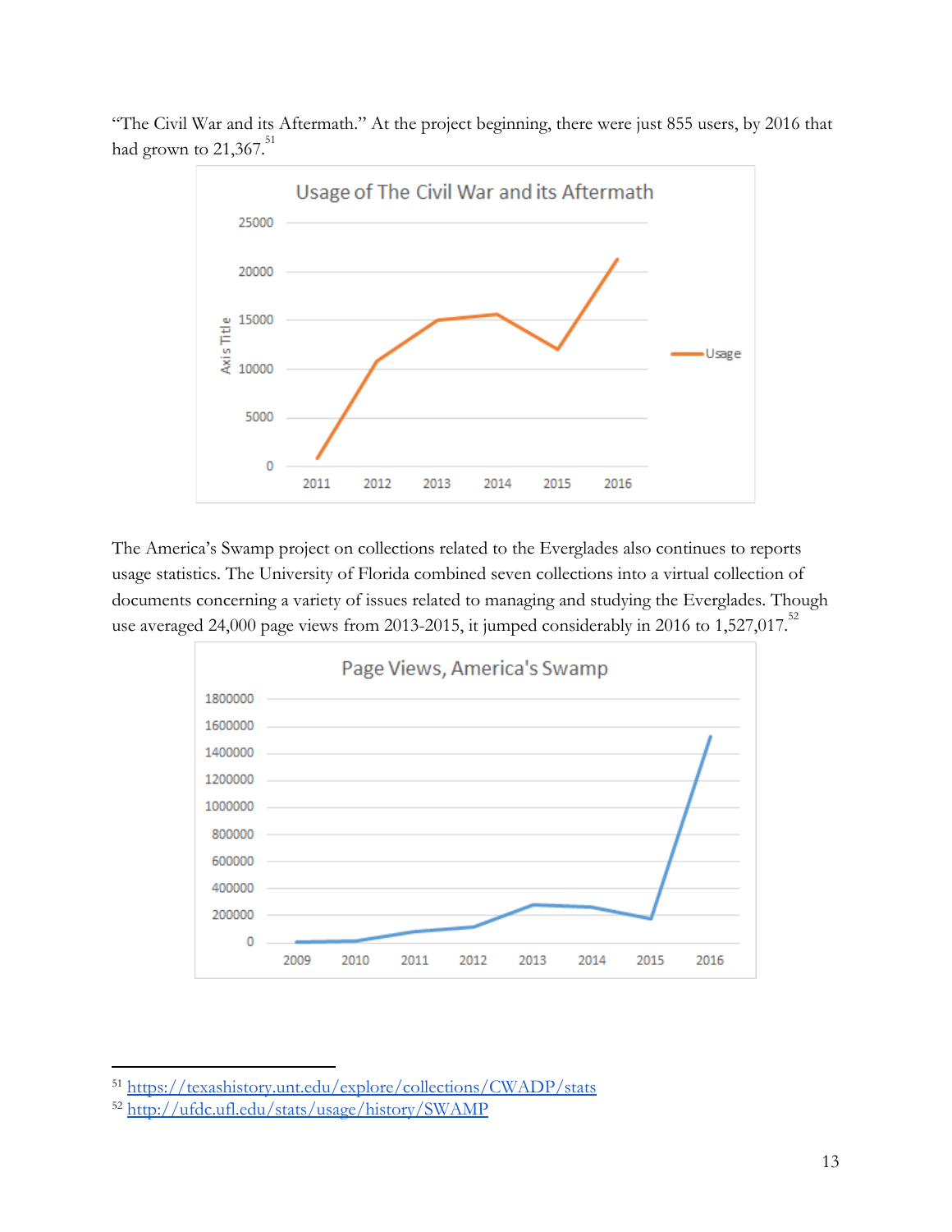"The Civil War and its Aftermath." At the project beginning, there were just 855 users, by 2016 that had grown to 21,367.[51]

The America's Swamp project on collections related to the Everglades also continues to reports usage statistics. The University of Florida combined seven collections into a virtual collection of documents concerning a variety of issues related to managing and studying the Everglades. Though use averaged 24,000 page views from 2013-2015, it jumped considerably in 2016 to 1,527,017.[52]

---

[51] https://texashistory.unt.edu/explore/collections/CWADP/stats

[52] http://ufdc.ufl.edu/stats/usage/history/SWAMP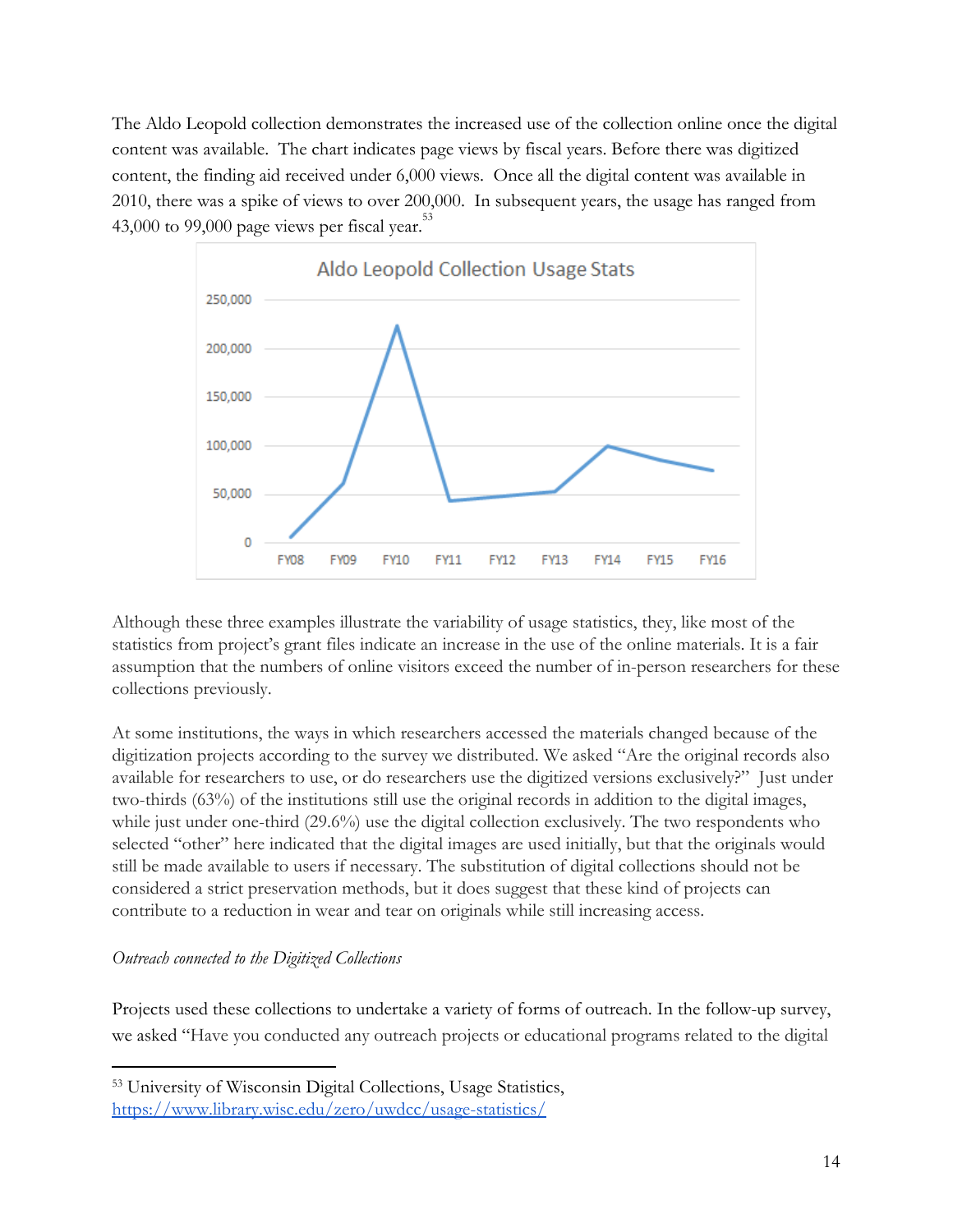The Aldo Leopold collection demonstrates the increased use of the collection online once the digital content was available. The chart indicates page views by fiscal years. Before there was digitized content, the finding aid received under 6,000 views. Once all the digital content was available in 2010, there was a spike of views to over 200,000. In subsequent years, the usage has ranged from 43,000 to 99,000 page views per fiscal year.[53]

Although these three examples illustrate the variability of usage statistics, they, like most of the statistics from project's grant files indicate an increase in the use of the online materials. It is a fair assumption that the numbers of online visitors exceed the number of in-person researchers for these collections previously.

At some institutions, the ways in which researchers accessed the materials changed because of the digitization projects according to the survey we distributed. We asked "Are the original records also available for researchers to use, or do researchers use the digitized versions exclusively?" Just under two-thirds (63%) of the institutions still use the original records in addition to the digital images, while just under one-third (29.6%) use the digital collection exclusively. The two respondents who selected "other" here indicated that the digital images are used initially, but that the originals would still be made available to users if necessary. The substitution of digital collections should not be considered a strict preservation methods, but it does suggest that these kind of projects can contribute to a reduction in wear and tear on originals while still increasing access.

*Outreach connected to the Digitized Collections*

Projects used these collections to undertake a variety of forms of outreach. In the follow-up survey, we asked "Have you conducted any outreach projects or educational programs related to the digital

[53] University of Wisconsin Digital Collections, Usage Statistics, https://www.library.wisc.edu/zero/uwdcc/usage-statistics/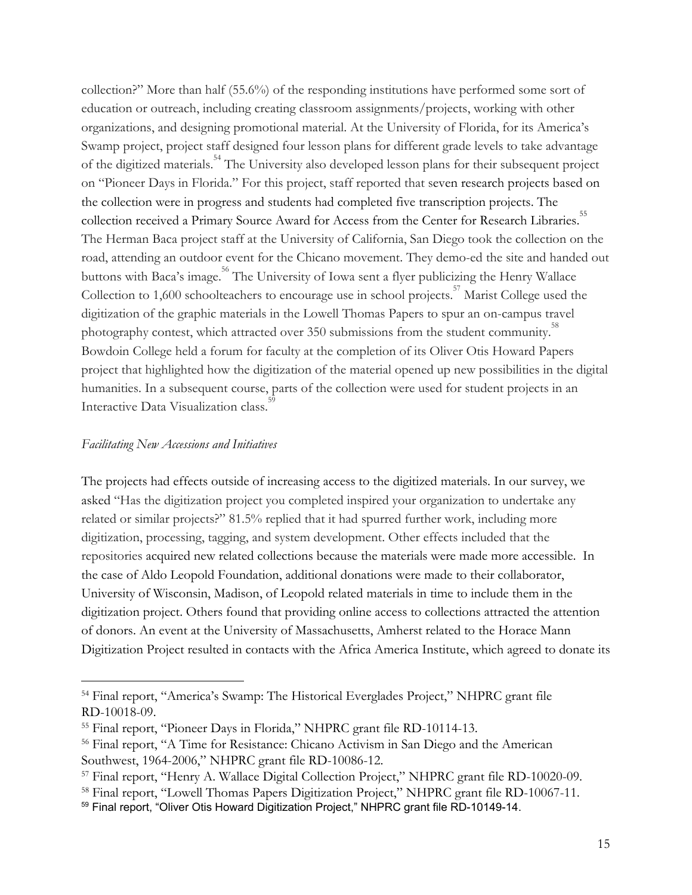collection?" More than half (55.6%) of the responding institutions have performed some sort of education or outreach, including creating classroom assignments/projects, working with other organizations, and designing promotional material. At the University of Florida, for its America's Swamp project, project staff designed four lesson plans for different grade levels to take advantage of the digitized materials.[54] The University also developed lesson plans for their subsequent project on "Pioneer Days in Florida." For this project, staff reported that seven research projects based on the collection were in progress and students had completed five transcription projects. The collection received a Primary Source Award for Access from the Center for Research Libraries.[55] The Herman Baca project staff at the University of California, San Diego took the collection on the road, attending an outdoor event for the Chicano movement. They demo-ed the site and handed out buttons with Baca's image.[56] The University of Iowa sent a flyer publicizing the Henry Wallace Collection to 1,600 schoolteachers to encourage use in school projects.[57] Marist College used the digitization of the graphic materials in the Lowell Thomas Papers to spur an on-campus travel photography contest, which attracted over 350 submissions from the student community.[58] Bowdoin College held a forum for faculty at the completion of its Oliver Otis Howard Papers project that highlighted how the digitization of the material opened up new possibilities in the digital humanities. In a subsequent course, parts of the collection were used for student projects in an Interactive Data Visualization class.[59]

*Facilitating New Accessions and Initiatives*

The projects had effects outside of increasing access to the digitized materials. In our survey, we asked "Has the digitization project you completed inspired your organization to undertake any related or similar projects?" 81.5% replied that it had spurred further work, including more digitization, processing, tagging, and system development. Other effects included that the repositories acquired new related collections because the materials were made more accessible. In the case of Aldo Leopold Foundation, additional donations were made to their collaborator, University of Wisconsin, Madison, of Leopold related materials in time to include them in the digitization project. Others found that providing online access to collections attracted the attention of donors. An event at the University of Massachusetts, Amherst related to the Horace Mann Digitization Project resulted in contacts with the Africa America Institute, which agreed to donate its

---

[54] Final report, "America's Swamp: The Historical Everglades Project," NHPRC grant file RD-10018-09.

[55] Final report, "Pioneer Days in Florida," NHPRC grant file RD-10114-13.

[56] Final report, "A Time for Resistance: Chicano Activism in San Diego and the American Southwest, 1964-2006," NHPRC grant file RD-10086-12.

[57] Final report, "Henry A. Wallace Digital Collection Project," NHPRC grant file RD-10020-09.

[58] Final report, "Lowell Thomas Papers Digitization Project," NHPRC grant file RD-10067-11.

[59] Final report, "Oliver Otis Howard Digitization Project," NHPRC grant file RD-10149-14.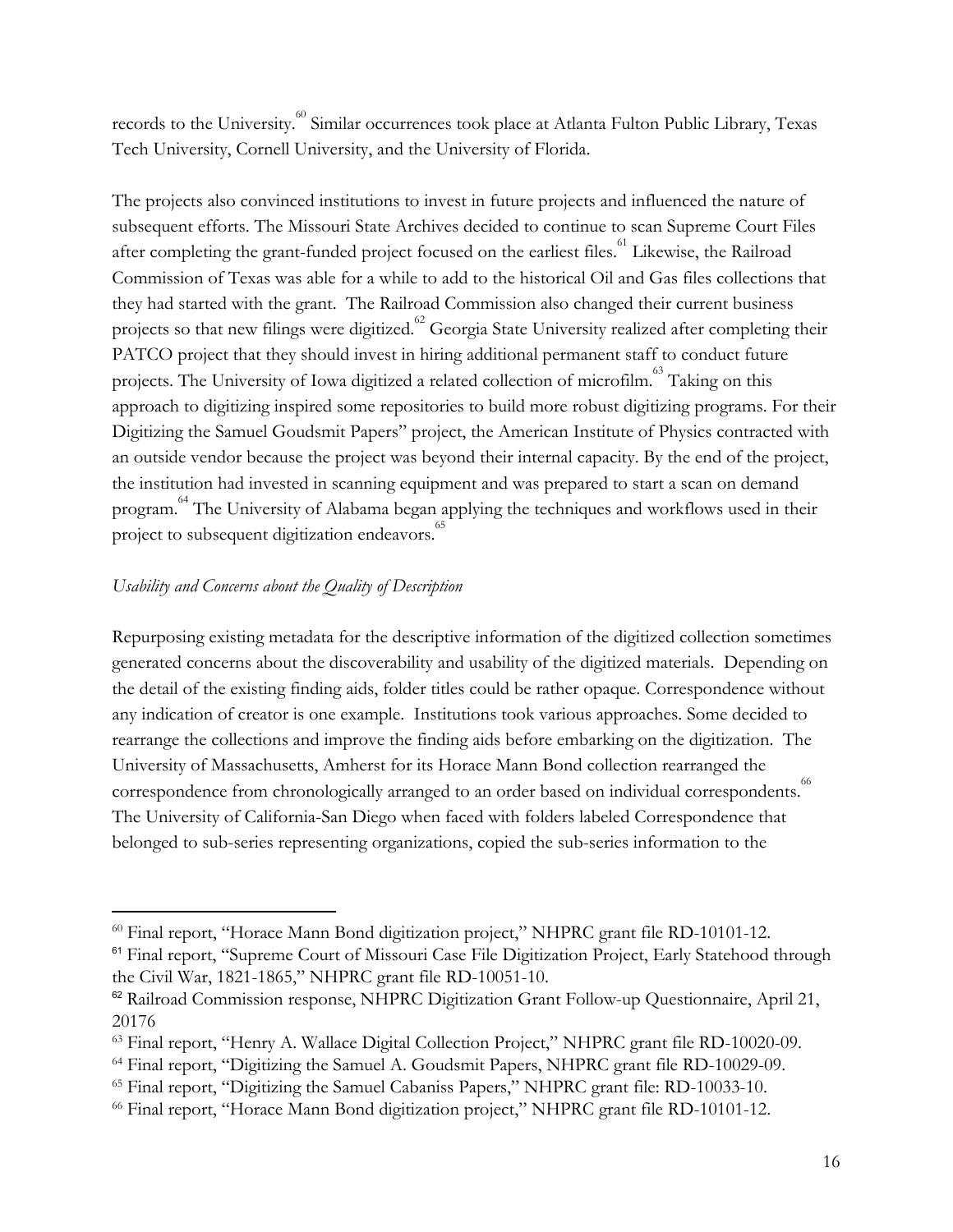records to the University.[60] Similar occurrences took place at Atlanta Fulton Public Library, Texas Tech University, Cornell University, and the University of Florida.

The projects also convinced institutions to invest in future projects and influenced the nature of subsequent efforts. The Missouri State Archives decided to continue to scan Supreme Court Files after completing the grant-funded project focused on the earliest files.[61] Likewise, the Railroad Commission of Texas was able for a while to add to the historical Oil and Gas files collections that they had started with the grant. The Railroad Commission also changed their current business projects so that new filings were digitized.[62] Georgia State University realized after completing their PATCO project that they should invest in hiring additional permanent staff to conduct future projects. The University of Iowa digitized a related collection of microfilm.[63] Taking on this approach to digitizing inspired some repositories to build more robust digitizing programs. For their Digitizing the Samuel Goudsmit Papers" project, the American Institute of Physics contracted with an outside vendor because the project was beyond their internal capacity. By the end of the project, the institution had invested in scanning equipment and was prepared to start a scan on demand program.[64] The University of Alabama began applying the techniques and workflows used in their project to subsequent digitization endeavors.[65]

*Usability and Concerns about the Quality of Description*

Repurposing existing metadata for the descriptive information of the digitized collection sometimes generated concerns about the discoverability and usability of the digitized materials. Depending on the detail of the existing finding aids, folder titles could be rather opaque. Correspondence without any indication of creator is one example. Institutions took various approaches. Some decided to rearrange the collections and improve the finding aids before embarking on the digitization. The University of Massachusetts, Amherst for its Horace Mann Bond collection rearranged the correspondence from chronologically arranged to an order based on individual correspondents.[66] The University of California-San Diego when faced with folders labeled Correspondence that belonged to sub-series representing organizations, copied the sub-series information to the

---

[60] Final report, "Horace Mann Bond digitization project," NHPRC grant file RD-10101-12.

[61] Final report, "Supreme Court of Missouri Case File Digitization Project, Early Statehood through the Civil War, 1821-1865," NHPRC grant file RD-10051-10.

[62] Railroad Commission response, NHPRC Digitization Grant Follow-up Questionnaire, April 21, 20176

[63] Final report, "Henry A. Wallace Digital Collection Project," NHPRC grant file RD-10020-09.

[64] Final report, "Digitizing the Samuel A. Goudsmit Papers, NHPRC grant file RD-10029-09.

[65] Final report, "Digitizing the Samuel Cabaniss Papers," NHPRC grant file: RD-10033-10.

[66] Final report, "Horace Mann Bond digitization project," NHPRC grant file RD-10101-12.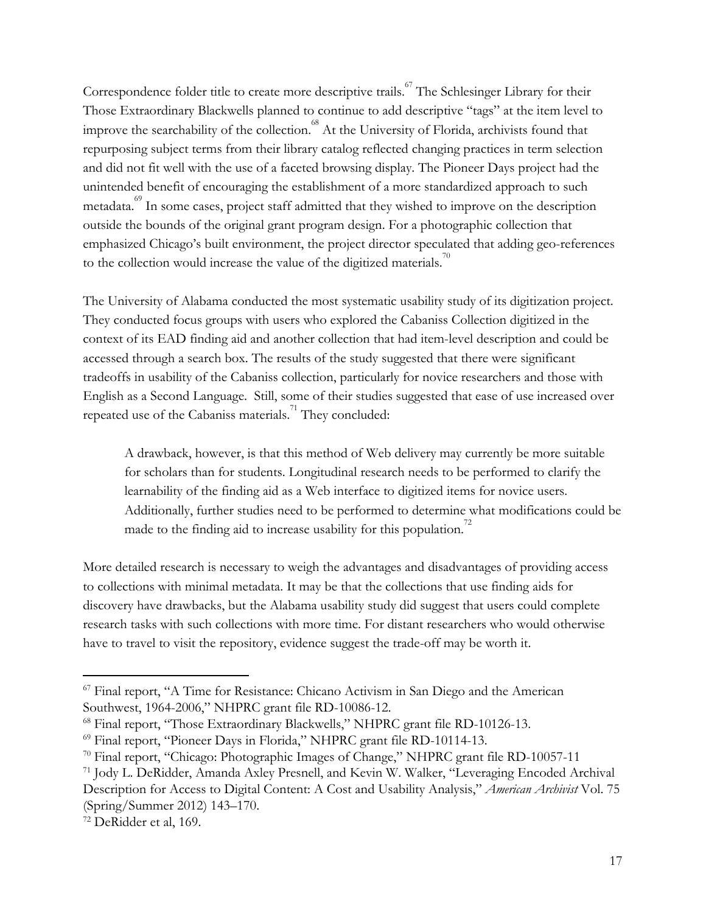Correspondence folder title to create more descriptive trails.[67] The Schlesinger Library for their Those Extraordinary Blackwells planned to continue to add descriptive "tags" at the item level to improve the searchability of the collection.[68] At the University of Florida, archivists found that repurposing subject terms from their library catalog reflected changing practices in term selection and did not fit well with the use of a faceted browsing display. The Pioneer Days project had the unintended benefit of encouraging the establishment of a more standardized approach to such metadata.[69] In some cases, project staff admitted that they wished to improve on the description outside the bounds of the original grant program design. For a photographic collection that emphasized Chicago's built environment, the project director speculated that adding geo-references to the collection would increase the value of the digitized materials.[70]

The University of Alabama conducted the most systematic usability study of its digitization project. They conducted focus groups with users who explored the Cabaniss Collection digitized in the context of its EAD finding aid and another collection that had item-level description and could be accessed through a search box. The results of the study suggested that there were significant tradeoffs in usability of the Cabaniss collection, particularly for novice researchers and those with English as a Second Language. Still, some of their studies suggested that ease of use increased over repeated use of the Cabaniss materials.[71] They concluded:

> A drawback, however, is that this method of Web delivery may currently be more suitable for scholars than for students. Longitudinal research needs to be performed to clarify the learnability of the finding aid as a Web interface to digitized items for novice users. Additionally, further studies need to be performed to determine what modifications could be made to the finding aid to increase usability for this population.[72]

More detailed research is necessary to weigh the advantages and disadvantages of providing access to collections with minimal metadata. It may be that the collections that use finding aids for discovery have drawbacks, but the Alabama usability study did suggest that users could complete research tasks with such collections with more time. For distant researchers who would otherwise have to travel to visit the repository, evidence suggest the trade-off may be worth it.

---

[67] Final report, "A Time for Resistance: Chicano Activism in San Diego and the American Southwest, 1964-2006," NHPRC grant file RD-10086-12.

[68] Final report, "Those Extraordinary Blackwells," NHPRC grant file RD-10126-13.

[69] Final report, "Pioneer Days in Florida," NHPRC grant file RD-10114-13.

[70] Final report, "Chicago: Photographic Images of Change," NHPRC grant file RD-10057-11

[71] Jody L. DeRidder, Amanda Axley Presnell, and Kevin W. Walker, "Leveraging Encoded Archival Description for Access to Digital Content: A Cost and Usability Analysis," *American Archivist* Vol. 75 (Spring/Summer 2012) 143–170.

[72] DeRidder et al, 169.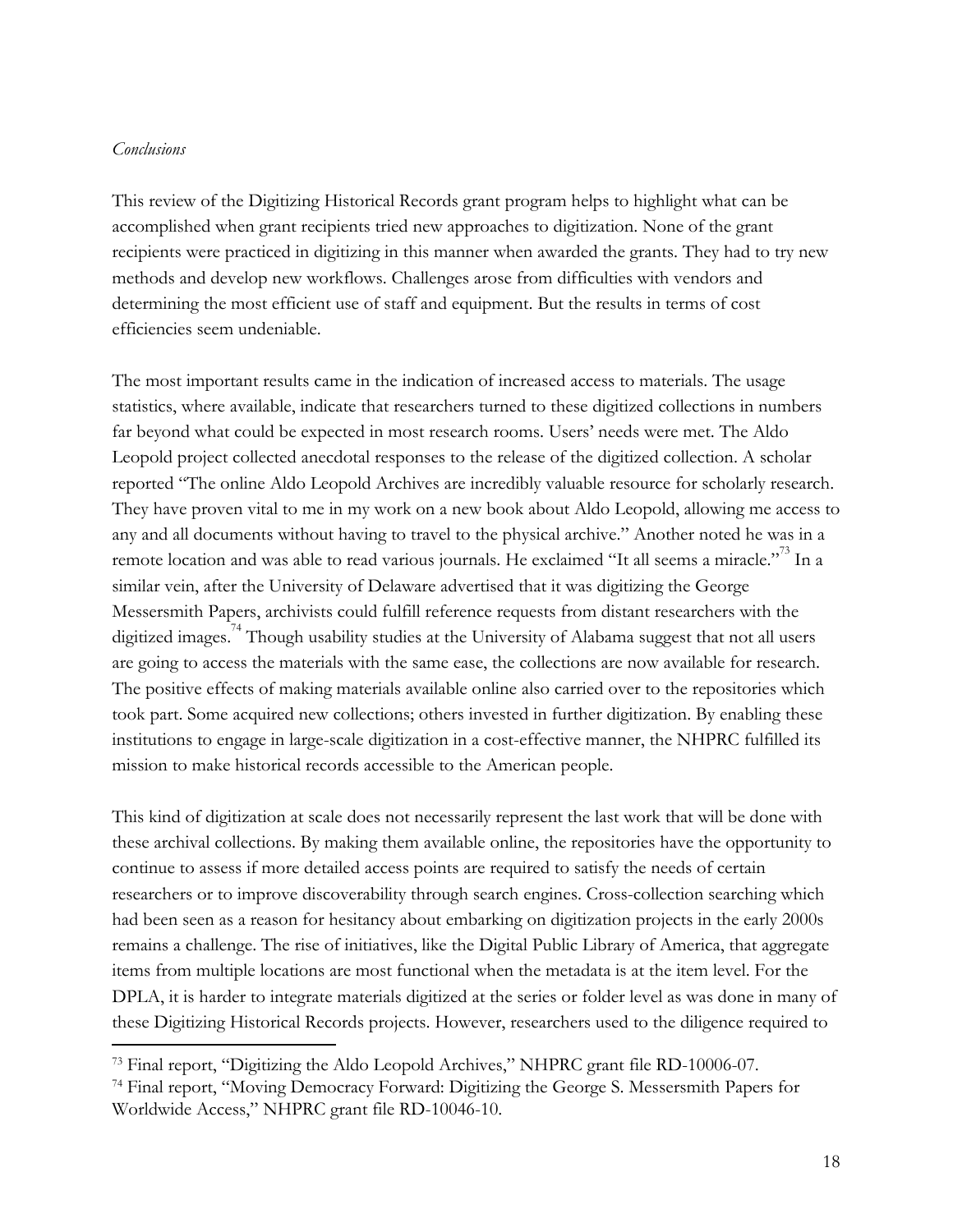*Conclusions*

This review of the Digitizing Historical Records grant program helps to highlight what can be accomplished when grant recipients tried new approaches to digitization. None of the grant recipients were practiced in digitizing in this manner when awarded the grants. They had to try new methods and develop new workflows. Challenges arose from difficulties with vendors and determining the most efficient use of staff and equipment. But the results in terms of cost efficiencies seem undeniable.

The most important results came in the indication of increased access to materials. The usage statistics, where available, indicate that researchers turned to these digitized collections in numbers far beyond what could be expected in most research rooms. Users' needs were met. The Aldo Leopold project collected anecdotal responses to the release of the digitized collection. A scholar reported "The online Aldo Leopold Archives are incredibly valuable resource for scholarly research. They have proven vital to me in my work on a new book about Aldo Leopold, allowing me access to any and all documents without having to travel to the physical archive." Another noted he was in a remote location and was able to read various journals. He exclaimed "It all seems a miracle."[73] In a similar vein, after the University of Delaware advertised that it was digitizing the George Messersmith Papers, archivists could fulfill reference requests from distant researchers with the digitized images.[74] Though usability studies at the University of Alabama suggest that not all users are going to access the materials with the same ease, the collections are now available for research. The positive effects of making materials available online also carried over to the repositories which took part. Some acquired new collections; others invested in further digitization. By enabling these institutions to engage in large-scale digitization in a cost-effective manner, the NHPRC fulfilled its mission to make historical records accessible to the American people.

This kind of digitization at scale does not necessarily represent the last work that will be done with these archival collections. By making them available online, the repositories have the opportunity to continue to assess if more detailed access points are required to satisfy the needs of certain researchers or to improve discoverability through search engines. Cross-collection searching which had been seen as a reason for hesitancy about embarking on digitization projects in the early 2000s remains a challenge. The rise of initiatives, like the Digital Public Library of America, that aggregate items from multiple locations are most functional when the metadata is at the item level. For the DPLA, it is harder to integrate materials digitized at the series or folder level as was done in many of these Digitizing Historical Records projects. However, researchers used to the diligence required to

---

[73] Final report, "Digitizing the Aldo Leopold Archives," NHPRC grant file RD-10006-07.

[74] Final report, "Moving Democracy Forward: Digitizing the George S. Messersmith Papers for Worldwide Access," NHPRC grant file RD-10046-10.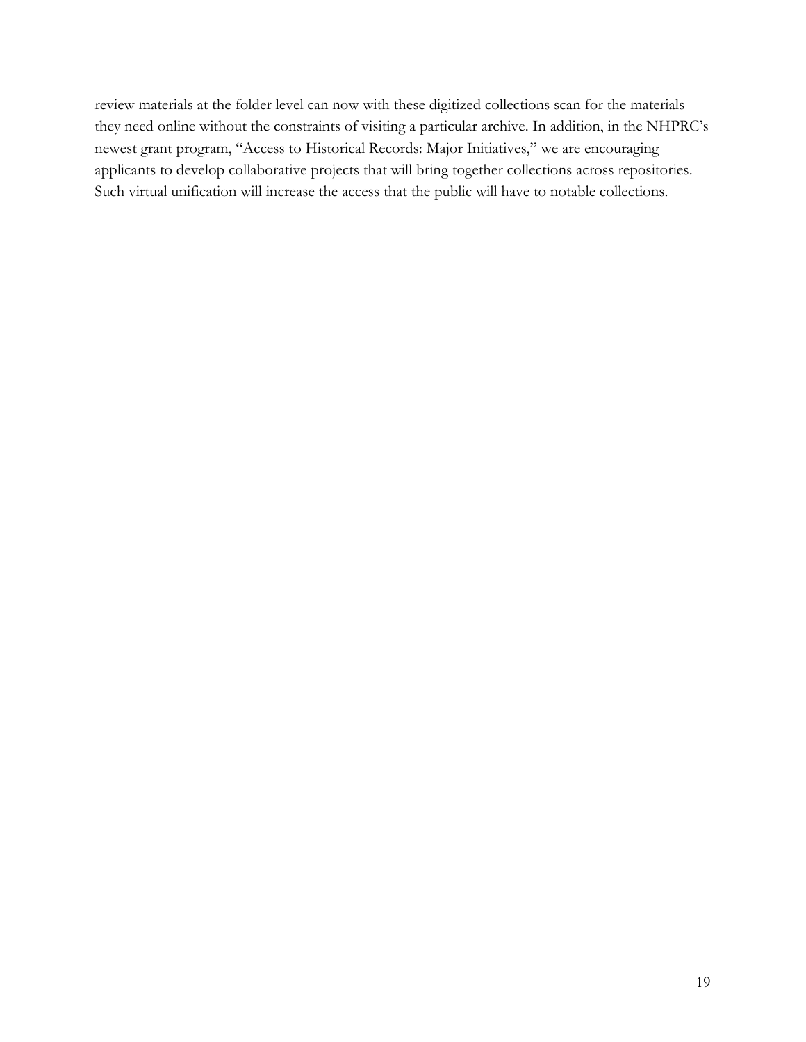review materials at the folder level can now with these digitized collections scan for the materials they need online without the constraints of visiting a particular archive. In addition, in the NHPRC's newest grant program, "Access to Historical Records: Major Initiatives," we are encouraging applicants to develop collaborative projects that will bring together collections across repositories. Such virtual unification will increase the access that the public will have to notable collections.